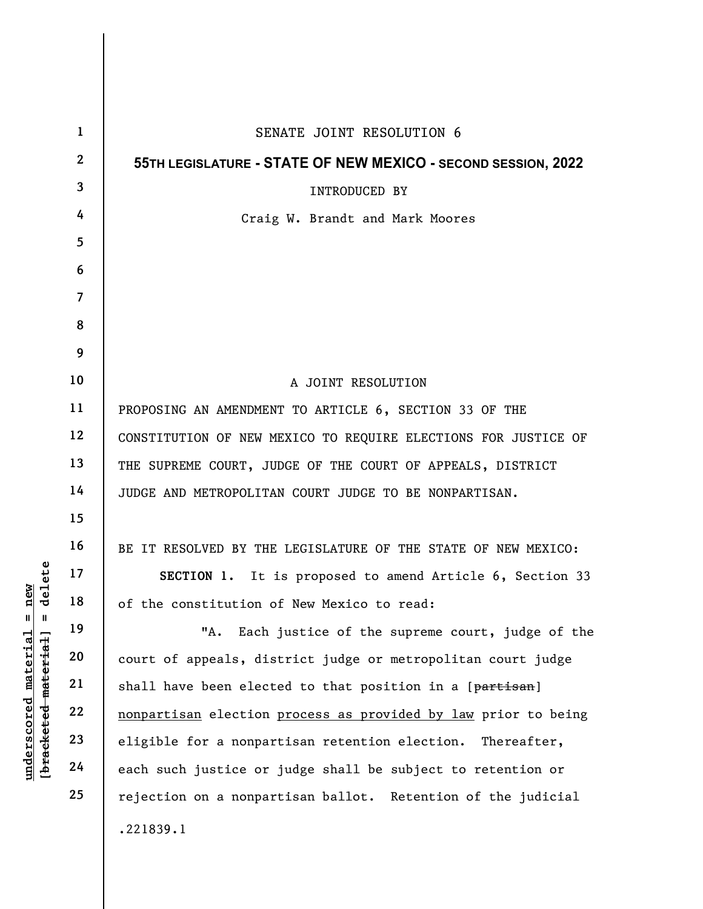SENATE JOINT RESOLUTION 6

**55TH LEGISLATURE - STATE OF NEW MEXICO - SECOND SESSION, 2022**

INTRODUCED BY

Craig W. Brandt and Mark Moores

A JOINT RESOLUTION

PROPOSING AN AMENDMENT TO ARTICLE 6, SECTION 33 OF THE CONSTITUTION OF NEW MEXICO TO REQUIRE ELECTIONS FOR JUSTICE OF THE SUPREME COURT, JUDGE OF THE COURT OF APPEALS, DISTRICT JUDGE AND METROPOLITAN COURT JUDGE TO BE NONPARTISAN.

BE IT RESOLVED BY THE LEGISLATURE OF THE STATE OF NEW MEXICO:

**SECTION 1.** It is proposed to amend Article 6, Section 33 of the constitution of New Mexico to read:

"A. Each justice of the supreme court, judge of the court of appeals, district judge or metropolitan court judge shall have been elected to that position in a [~~partisan~~] <u>nonpartisan</u> election <u>process as provided by law</u> prior to being eligible for a nonpartisan retention election. Thereafter, each such justice or judge shall be subject to retention or rejection on a nonpartisan ballot. Retention of the judicial

.221839.1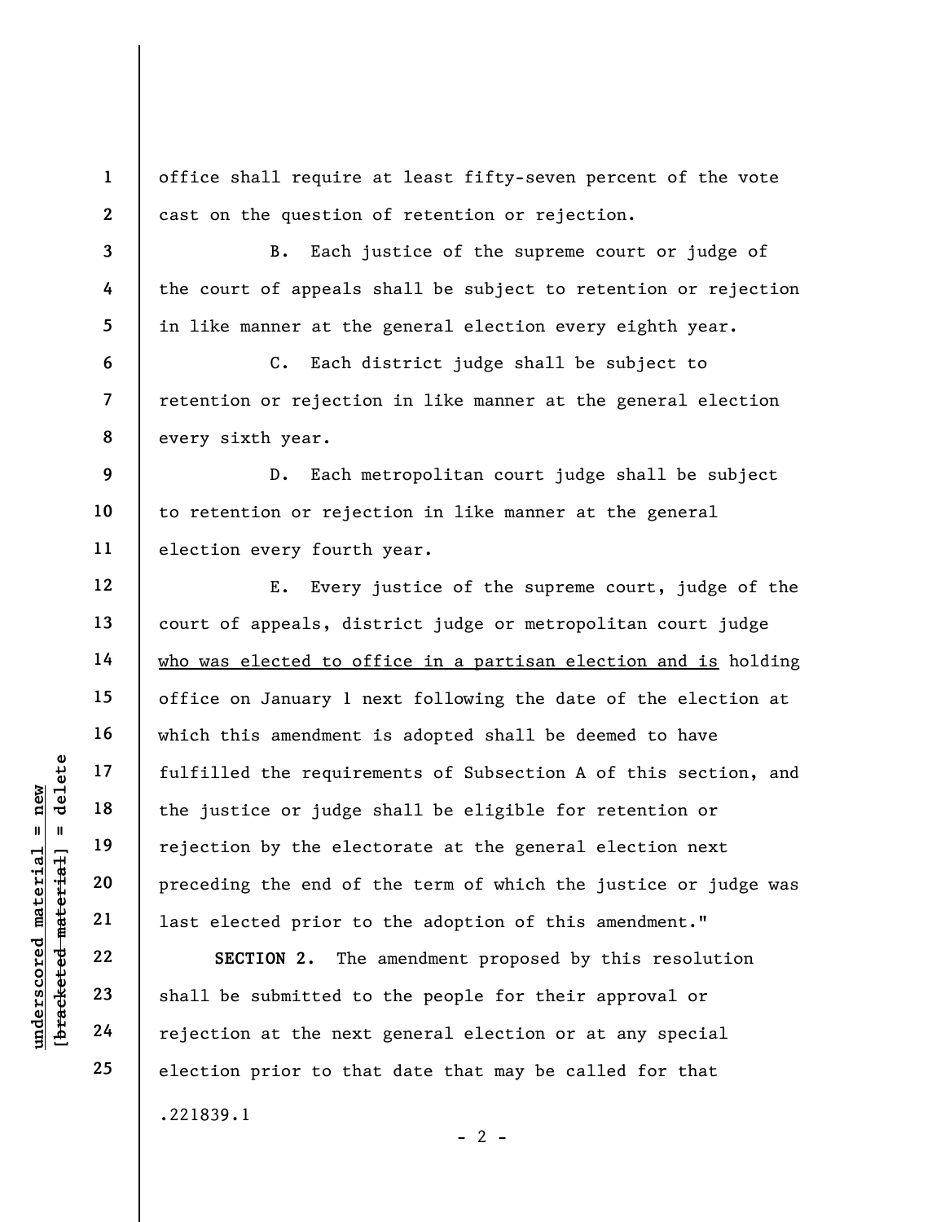office shall require at least fifty-seven percent of the vote cast on the question of retention or rejection.

B. Each justice of the supreme court or judge of the court of appeals shall be subject to retention or rejection in like manner at the general election every eighth year.

C. Each district judge shall be subject to retention or rejection in like manner at the general election every sixth year.

D. Each metropolitan court judge shall be subject to retention or rejection in like manner at the general election every fourth year.

E. Every justice of the supreme court, judge of the court of appeals, district judge or metropolitan court judge <u>who was elected to office in a partisan election and is</u> holding office on January 1 next following the date of the election at which this amendment is adopted shall be deemed to have fulfilled the requirements of Subsection A of this section, and the justice or judge shall be eligible for retention or rejection by the electorate at the general election next preceding the end of the term of which the justice or judge was last elected prior to the adoption of this amendment."

**SECTION 2.** The amendment proposed by this resolution shall be submitted to the people for their approval or rejection at the next general election or at any special election prior to that date that may be called for that

.221839.1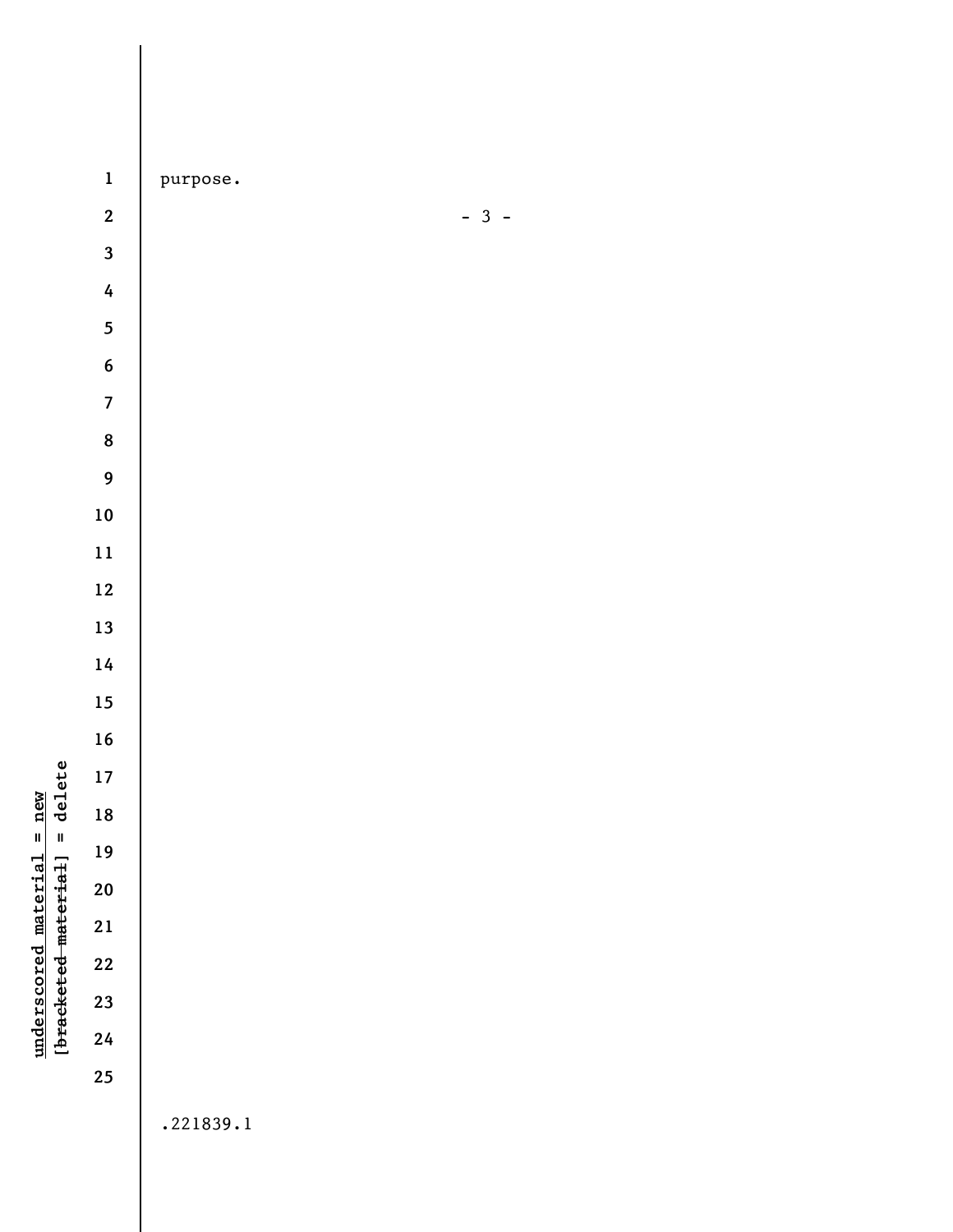purpose.